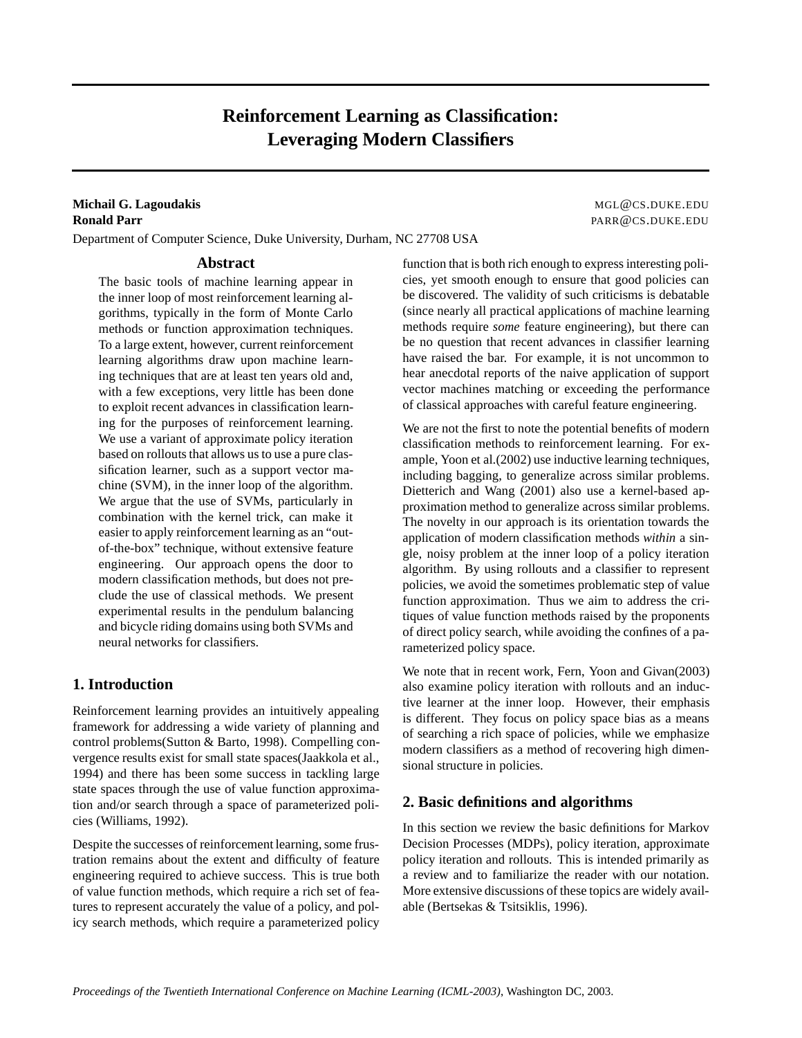# Reinforcement Learning as Classification: Leveraging Modern Classifiers

**Michail G. Lagoudakis** MGL@CS.DUKE.EDU
**Ronald Parr** PARR@CS.DUKE.EDU
Department of Computer Science, Duke University, Durham, NC 27708 USA

## Abstract

The basic tools of machine learning appear in the inner loop of most reinforcement learning algorithms, typically in the form of Monte Carlo methods or function approximation techniques. To a large extent, however, current reinforcement learning algorithms draw upon machine learning techniques that are at least ten years old and, with a few exceptions, very little has been done to exploit recent advances in classification learning for the purposes of reinforcement learning. We use a variant of approximate policy iteration based on rollouts that allows us to use a pure classification learner, such as a support vector machine (SVM), in the inner loop of the algorithm. We argue that the use of SVMs, particularly in combination with the kernel trick, can make it easier to apply reinforcement learning as an "out-of-the-box" technique, without extensive feature engineering. Our approach opens the door to modern classification methods, but does not preclude the use of classical methods. We present experimental results in the pendulum balancing and bicycle riding domains using both SVMs and neural networks for classifiers.

## 1. Introduction

Reinforcement learning provides an intuitively appealing framework for addressing a wide variety of planning and control problems(Sutton & Barto, 1998). Compelling convergence results exist for small state spaces(Jaakkola et al., 1994) and there has been some success in tackling large state spaces through the use of value function approximation and/or search through a space of parameterized policies (Williams, 1992).

Despite the successes of reinforcement learning, some frustration remains about the extent and difficulty of feature engineering required to achieve success. This is true both of value function methods, which require a rich set of features to represent accurately the value of a policy, and policy search methods, which require a parameterized policy function that is both rich enough to express interesting policies, yet smooth enough to ensure that good policies can be discovered. The validity of such criticisms is debatable (since nearly all practical applications of machine learning methods require *some* feature engineering), but there can be no question that recent advances in classifier learning have raised the bar. For example, it is not uncommon to hear anecdotal reports of the naive application of support vector machines matching or exceeding the performance of classical approaches with careful feature engineering.

We are not the first to note the potential benefits of modern classification methods to reinforcement learning. For example, Yoon et al.(2002) use inductive learning techniques, including bagging, to generalize across similar problems. Dietterich and Wang (2001) also use a kernel-based approximation method to generalize across similar problems. The novelty in our approach is its orientation towards the application of modern classification methods *within* a single, noisy problem at the inner loop of a policy iteration algorithm. By using rollouts and a classifier to represent policies, we avoid the sometimes problematic step of value function approximation. Thus we aim to address the critiques of value function methods raised by the proponents of direct policy search, while avoiding the confines of a parameterized policy space.

We note that in recent work, Fern, Yoon and Givan(2003) also examine policy iteration with rollouts and an inductive learner at the inner loop. However, their emphasis is different. They focus on policy space bias as a means of searching a rich space of policies, while we emphasize modern classifiers as a method of recovering high dimensional structure in policies.

## 2. Basic definitions and algorithms

In this section we review the basic definitions for Markov Decision Processes (MDPs), policy iteration, approximate policy iteration and rollouts. This is intended primarily as a review and to familiarize the reader with our notation. More extensive discussions of these topics are widely available (Bertsekas & Tsitsiklis, 1996).

*Proceedings of the Twentieth International Conference on Machine Learning (ICML-2003)*, Washington DC, 2003.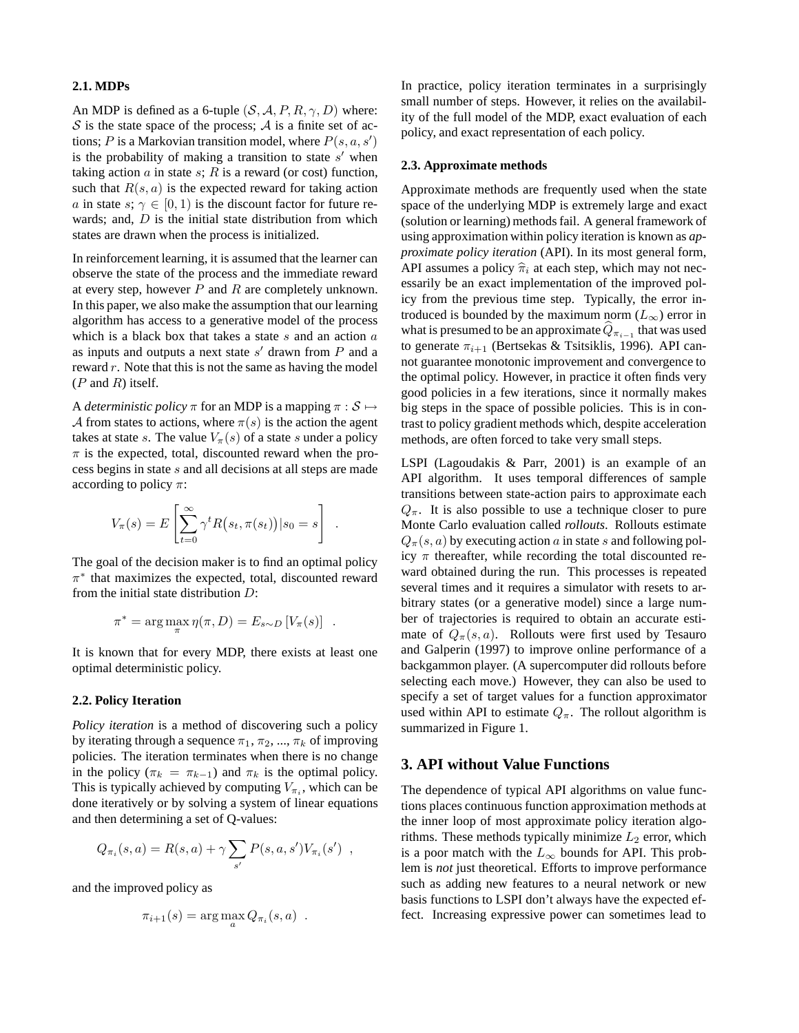### 2.1. MDPs

An MDP is defined as a 6-tuple $(\mathcal{S}, \mathcal{A}, P, R, \gamma, D)$ where: $\mathcal{S}$ is the state space of the process; $\mathcal{A}$ is a finite set of actions; $P$ is a Markovian transition model, where $P(s, a, s')$ is the probability of making a transition to state $s'$ when taking action $a$ in state $s$; $R$ is a reward (or cost) function, such that $R(s, a)$ is the expected reward for taking action $a$ in state $s$; $\gamma \in [0, 1)$ is the discount factor for future rewards; and, $D$ is the initial state distribution from which states are drawn when the process is initialized.

In reinforcement learning, it is assumed that the learner can observe the state of the process and the immediate reward at every step, however $P$ and $R$ are completely unknown. In this paper, we also make the assumption that our learning algorithm has access to a generative model of the process which is a black box that takes a state $s$ and an action $a$ as inputs and outputs a next state $s'$ drawn from $P$ and a reward $r$. Note that this is not the same as having the model ($P$ and $R$) itself.

A *deterministic policy* $\pi$ for an MDP is a mapping $\pi : \mathcal{S} \mapsto \mathcal{A}$ from states to actions, where $\pi(s)$ is the action the agent takes at state $s$. The value $V_\pi(s)$ of a state $s$ under a policy $\pi$ is the expected, total, discounted reward when the process begins in state $s$ and all decisions at all steps are made according to policy $\pi$:

$$V_\pi(s) = E\left[\sum_{t=0}^{\infty} \gamma^t R\big(s_t, \pi(s_t)\big) | s_0 = s\right] \quad .$$

The goal of the decision maker is to find an optimal policy $\pi^*$ that maximizes the expected, total, discounted reward from the initial state distribution $D$:

$$\pi^* = \arg\max_\pi \eta(\pi, D) = E_{s \sim D}\left[V_\pi(s)\right] \quad .$$

It is known that for every MDP, there exists at least one optimal deterministic policy.

### 2.2. Policy Iteration

*Policy iteration* is a method of discovering such a policy by iterating through a sequence $\pi_1, \pi_2, ..., \pi_k$ of improving policies. The iteration terminates when there is no change in the policy ($\pi_k = \pi_{k-1}$) and $\pi_k$ is the optimal policy. This is typically achieved by computing $V_{\pi_i}$, which can be done iteratively or by solving a system of linear equations and then determining a set of Q-values:

$$Q_{\pi_i}(s, a) = R(s, a) + \gamma \sum_{s'} P(s, a, s') V_{\pi_i}(s') \quad ,$$

and the improved policy as

$$\pi_{i+1}(s) = \arg\max_a Q_{\pi_i}(s, a) \quad .$$

In practice, policy iteration terminates in a surprisingly small number of steps. However, it relies on the availability of the full model of the MDP, exact evaluation of each policy, and exact representation of each policy.

### 2.3. Approximate methods

Approximate methods are frequently used when the state space of the underlying MDP is extremely large and exact (solution or learning) methods fail. A general framework of using approximation within policy iteration is known as *approximate policy iteration* (API). In its most general form, API assumes a policy $\widehat{\pi}_i$ at each step, which may not necessarily be an exact implementation of the improved policy from the previous time step. Typically, the error introduced is bounded by the maximum norm ($L_\infty$) error in what is presumed to be an approximate $\widehat{Q}_{\pi_{i-1}}$ that was used to generate $\pi_{i+1}$ (Bertsekas & Tsitsiklis, 1996). API cannot guarantee monotonic improvement and convergence to the optimal policy. However, in practice it often finds very good policies in a few iterations, since it normally makes big steps in the space of possible policies. This is in contrast to policy gradient methods which, despite acceleration methods, are often forced to take very small steps.

LSPI (Lagoudakis & Parr, 2001) is an example of an API algorithm. It uses temporal differences of sample transitions between state-action pairs to approximate each $Q_\pi$. It is also possible to use a technique closer to pure Monte Carlo evaluation called *rollouts*. Rollouts estimate $Q_\pi(s, a)$ by executing action $a$ in state $s$ and following policy $\pi$ thereafter, while recording the total discounted reward obtained during the run. This processes is repeated several times and it requires a simulator with resets to arbitrary states (or a generative model) since a large number of trajectories is required to obtain an accurate estimate of $Q_\pi(s, a)$. Rollouts were first used by Tesauro and Galperin (1997) to improve online performance of a backgammon player. (A supercomputer did rollouts before selecting each move.) However, they can also be used to specify a set of target values for a function approximator used within API to estimate $Q_\pi$. The rollout algorithm is summarized in Figure 1.

## 3. API without Value Functions

The dependence of typical API algorithms on value functions places continuous function approximation methods at the inner loop of most approximate policy iteration algorithms. These methods typically minimize $L_2$ error, which is a poor match with the $L_\infty$ bounds for API. This problem is *not* just theoretical. Efforts to improve performance such as adding new features to a neural network or new basis functions to LSPI don't always have the expected effect. Increasing expressive power can sometimes lead to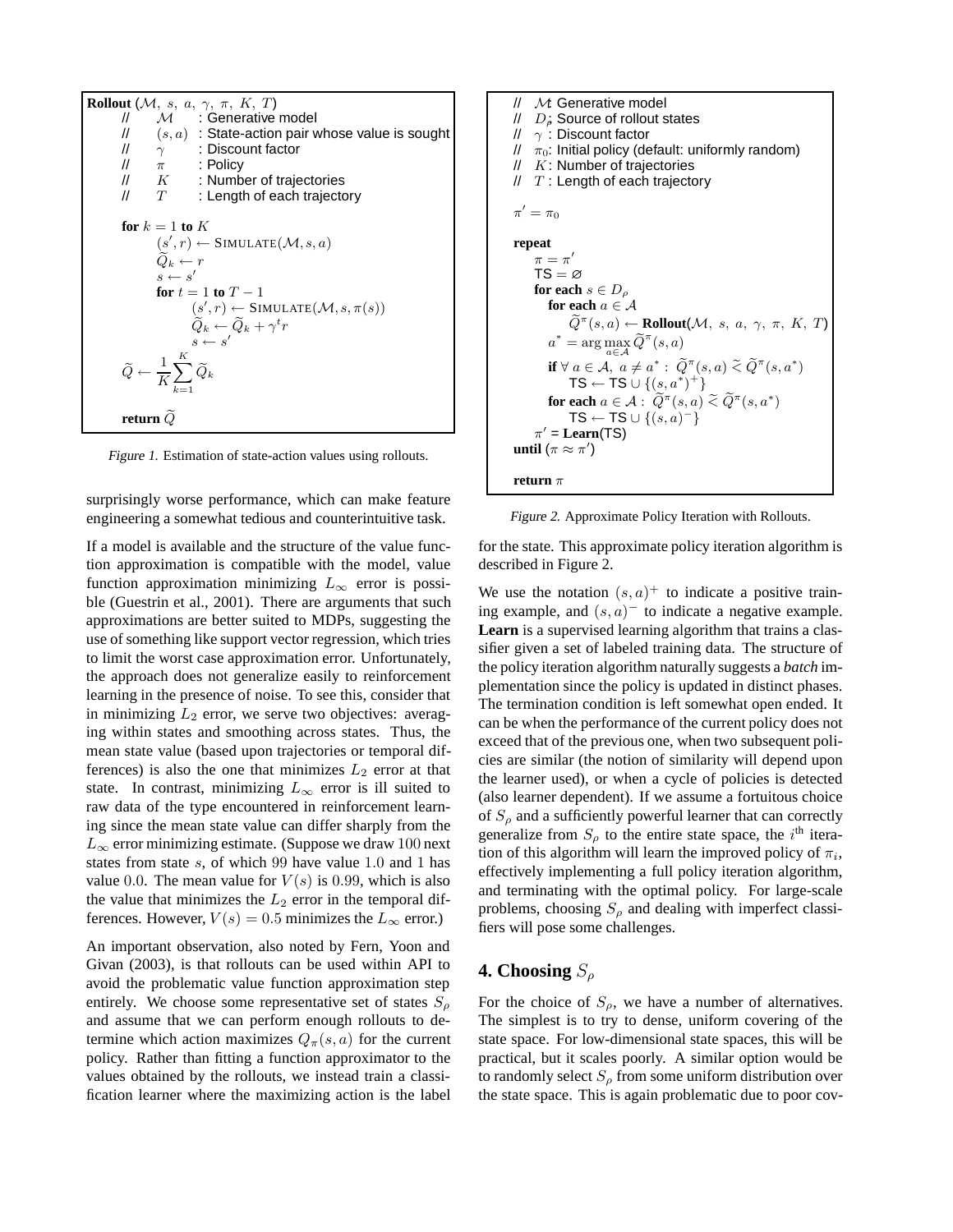```
Rollout (M, s, a, γ, π, K, T)
    //  M      : Generative model
    //  (s, a) : State-action pair whose value is sought
    //  γ      : Discount factor
    //  π      : Policy
    //  K      : Number of trajectories
    //  T      : Length of each trajectory

    for k = 1 to K
        (s', r) ← SIMULATE(M, s, a)
        Q̃_k ← r
        s ← s'
        for t = 1 to T − 1
            (s', r) ← SIMULATE(M, s, π(s))
            Q̃_k ← Q̃_k + γ^t r
            s ← s'
    Q̃ ← (1/K) Σ_{k=1}^{K} Q̃_k

    return Q̃
```

*Figure 1.* Estimation of state-action values using rollouts.

surprisingly worse performance, which can make feature engineering a somewhat tedious and counterintuitive task.

If a model is available and the structure of the value function approximation is compatible with the model, value function approximation minimizing $L_\infty$ error is possible (Guestrin et al., 2001). There are arguments that such approximations are better suited to MDPs, suggesting the use of something like support vector regression, which tries to limit the worst case approximation error. Unfortunately, the approach does not generalize easily to reinforcement learning in the presence of noise. To see this, consider that in minimizing $L_2$ error, we serve two objectives: averaging within states and smoothing across states. Thus, the mean state value (based upon trajectories or temporal differences) is also the one that minimizes $L_2$ error at that state. In contrast, minimizing $L_\infty$ error is ill suited to raw data of the type encountered in reinforcement learning since the mean state value can differ sharply from the $L_\infty$ error minimizing estimate. (Suppose we draw 100 next states from state $s$, of which 99 have value 1.0 and 1 has value 0.0. The mean value for $V(s)$ is 0.99, which is also the value that minimizes the $L_2$ error in the temporal differences. However, $V(s) = 0.5$ minimizes the $L_\infty$ error.)

An important observation, also noted by Fern, Yoon and Givan (2003), is that rollouts can be used within API to avoid the problematic value function approximation step entirely. We choose some representative set of states $S_\rho$ and assume that we can perform enough rollouts to determine which action maximizes $Q_\pi(s, a)$ for the current policy. Rather than fitting a function approximator to the values obtained by the rollouts, we instead train a classification learner where the maximizing action is the label for the state. This approximate policy iteration algorithm is described in Figure 2.

```
// M: Generative model
// D_ρ: Source of rollout states
// γ : Discount factor
// π_0: Initial policy (default: uniformly random)
// K: Number of trajectories
// T : Length of each trajectory

π' = π_0

repeat
    π = π'
    TS = ∅
    for each s ∈ D_ρ
        for each a ∈ A
            Q̃^π(s, a) ← Rollout(M, s, a, γ, π, K, T)
        a* = arg max_{a∈A} Q̃^π(s, a)
        if ∀ a ∈ A, a ≠ a* : Q̃^π(s, a) <~ Q̃^π(s, a*)
            TS ← TS ∪ {(s, a*)^+}
        for each a ∈ A : Q̃^π(s, a) <~ Q̃^π(s, a*)
            TS ← TS ∪ {(s, a)^-}
    π' = Learn(TS)
until (π ≈ π')

return π
```

*Figure 2.* Approximate Policy Iteration with Rollouts.

We use the notation $(s, a)^+$ to indicate a positive training example, and $(s, a)^-$ to indicate a negative example. **Learn** is a supervised learning algorithm that trains a classifier given a set of labeled training data. The structure of the policy iteration algorithm naturally suggests a *batch* implementation since the policy is updated in distinct phases. The termination condition is left somewhat open ended. It can be when the performance of the current policy does not exceed that of the previous one, when two subsequent policies are similar (the notion of similarity will depend upon the learner used), or when a cycle of policies is detected (also learner dependent). If we assume a fortuitous choice of $S_\rho$ and a sufficiently powerful learner that can correctly generalize from $S_\rho$ to the entire state space, the $i^{\text{th}}$ iteration of this algorithm will learn the improved policy of $\pi_i$, effectively implementing a full policy iteration algorithm, and terminating with the optimal policy. For large-scale problems, choosing $S_\rho$ and dealing with imperfect classifiers will pose some challenges.

## 4. Choosing $S_\rho$

For the choice of $S_\rho$, we have a number of alternatives. The simplest is to try to dense, uniform covering of the state space. For low-dimensional state spaces, this will be practical, but it scales poorly. A similar option would be to randomly select $S_\rho$ from some uniform distribution over the state space. This is again problematic due to poor cov-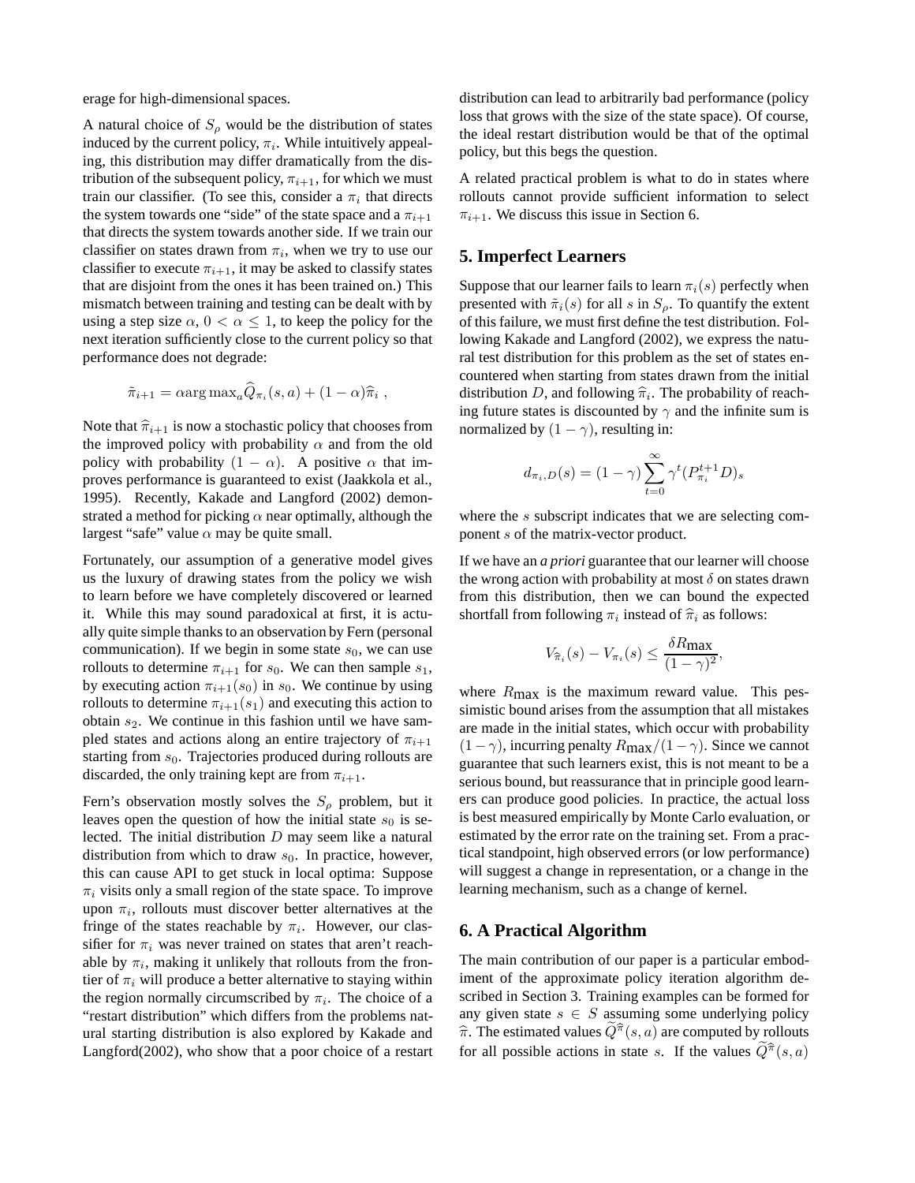erage for high-dimensional spaces.

A natural choice of $S_\rho$ would be the distribution of states induced by the current policy, $\pi_i$. While intuitively appealing, this distribution may differ dramatically from the distribution of the subsequent policy, $\pi_{i+1}$, for which we must train our classifier. (To see this, consider a $\pi_i$ that directs the system towards one "side" of the state space and a $\pi_{i+1}$ that directs the system towards another side. If we train our classifier on states drawn from $\pi_i$, when we try to use our classifier to execute $\pi_{i+1}$, it may be asked to classify states that are disjoint from the ones it has been trained on.) This mismatch between training and testing can be dealt with by using a step size $\alpha$, $0 < \alpha \leq 1$, to keep the policy for the next iteration sufficiently close to the current policy so that performance does not degrade:

$$\tilde{\pi}_{i+1} = \alpha \arg\max_a \widehat{Q}_{\pi_i}(s,a) + (1-\alpha)\widehat{\pi}_i \ ,$$

Note that $\widehat{\pi}_{i+1}$ is now a stochastic policy that chooses from the improved policy with probability $\alpha$ and from the old policy with probability $(1-\alpha)$. A positive $\alpha$ that improves performance is guaranteed to exist (Jaakkola et al., 1995). Recently, Kakade and Langford (2002) demonstrated a method for picking $\alpha$ near optimally, although the largest "safe" value $\alpha$ may be quite small.

Fortunately, our assumption of a generative model gives us the luxury of drawing states from the policy we wish to learn before we have completely discovered or learned it. While this may sound paradoxical at first, it is actually quite simple thanks to an observation by Fern (personal communication). If we begin in some state $s_0$, we can use rollouts to determine $\pi_{i+1}$ for $s_0$. We can then sample $s_1$, by executing action $\pi_{i+1}(s_0)$ in $s_0$. We continue by using rollouts to determine $\pi_{i+1}(s_1)$ and executing this action to obtain $s_2$. We continue in this fashion until we have sampled states and actions along an entire trajectory of $\pi_{i+1}$ starting from $s_0$. Trajectories produced during rollouts are discarded, the only training kept are from $\pi_{i+1}$.

Fern's observation mostly solves the $S_\rho$ problem, but it leaves open the question of how the initial state $s_0$ is selected. The initial distribution $D$ may seem like a natural distribution from which to draw $s_0$. In practice, however, this can cause API to get stuck in local optima: Suppose $\pi_i$ visits only a small region of the state space. To improve upon $\pi_i$, rollouts must discover better alternatives at the fringe of the states reachable by $\pi_i$. However, our classifier for $\pi_i$ was never trained on states that aren't reachable by $\pi_i$, making it unlikely that rollouts from the frontier of $\pi_i$ will produce a better alternative to staying within the region normally circumscribed by $\pi_i$. The choice of a "restart distribution" which differs from the problems natural starting distribution is also explored by Kakade and Langford(2002), who show that a poor choice of a restart distribution can lead to arbitrarily bad performance (policy loss that grows with the size of the state space). Of course, the ideal restart distribution would be that of the optimal policy, but this begs the question.

A related practical problem is what to do in states where rollouts cannot provide sufficient information to select $\pi_{i+1}$. We discuss this issue in Section 6.

## 5. Imperfect Learners

Suppose that our learner fails to learn $\pi_i(s)$ perfectly when presented with $\tilde{\pi}_i(s)$ for all $s$ in $S_\rho$. To quantify the extent of this failure, we must first define the test distribution. Following Kakade and Langford (2002), we express the natural test distribution for this problem as the set of states encountered when starting from states drawn from the initial distribution $D$, and following $\widehat{\pi}_i$. The probability of reaching future states is discounted by $\gamma$ and the infinite sum is normalized by $(1-\gamma)$, resulting in:

$$d_{\pi_i,D}(s) = (1-\gamma)\sum_{t=0}^{\infty}\gamma^t (P_{\pi_i}^{t+1}D)_s$$

where the $s$ subscript indicates that we are selecting component $s$ of the matrix-vector product.

If we have an *a priori* guarantee that our learner will choose the wrong action with probability at most $\delta$ on states drawn from this distribution, then we can bound the expected shortfall from following $\pi_i$ instead of $\widehat{\pi}_i$ as follows:

$$V_{\widehat{\pi}_i}(s) - V_{\pi_i}(s) \leq \frac{\delta R_{\text{max}}}{(1-\gamma)^2},$$

where $R_{\text{max}}$ is the maximum reward value. This pessimistic bound arises from the assumption that all mistakes are made in the initial states, which occur with probability $(1-\gamma)$, incurring penalty $R_{\text{max}}/(1-\gamma)$. Since we cannot guarantee that such learners exist, this is not meant to be a serious bound, but reassurance that in principle good learners can produce good policies. In practice, the actual loss is best measured empirically by Monte Carlo evaluation, or estimated by the error rate on the training set. From a practical standpoint, high observed errors (or low performance) will suggest a change in representation, or a change in the learning mechanism, such as a change of kernel.

## 6. A Practical Algorithm

The main contribution of our paper is a particular embodiment of the approximate policy iteration algorithm described in Section 3. Training examples can be formed for any given state $s \in S$ assuming some underlying policy $\widehat{\pi}$. The estimated values $\widetilde{Q}^{\widehat{\pi}}(s,a)$ are computed by rollouts for all possible actions in state $s$. If the values $\widetilde{Q}^{\widehat{\pi}}(s,a)$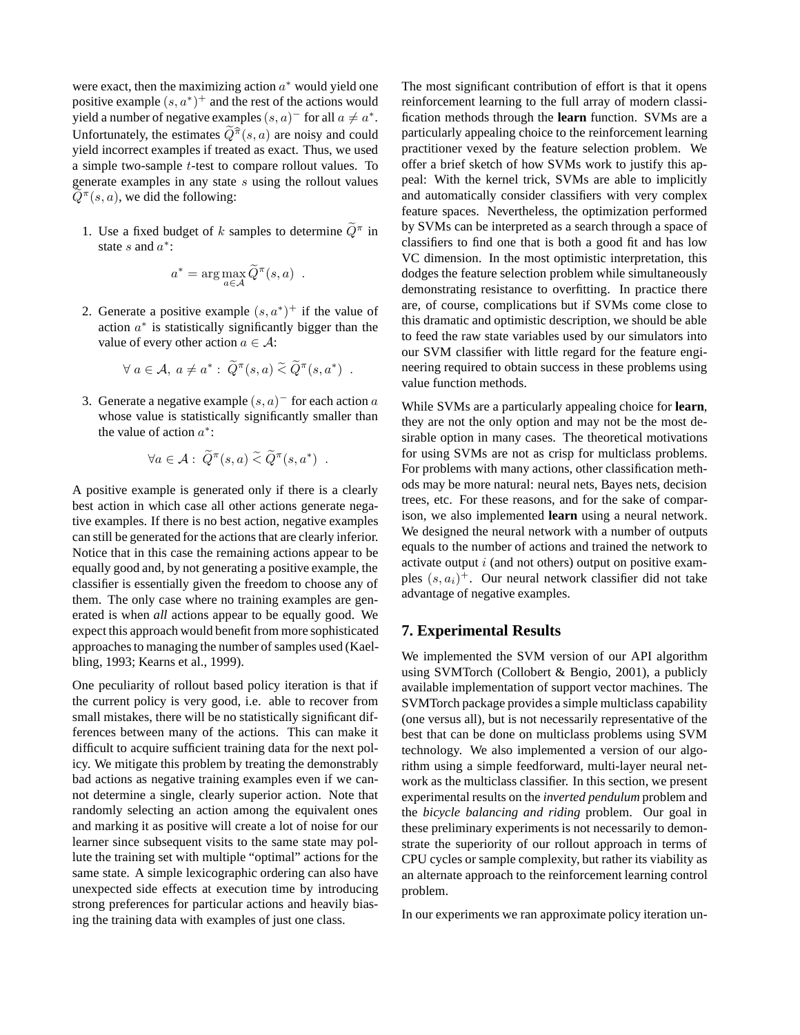were exact, then the maximizing action $a^*$ would yield one positive example $(s, a^*)^+$ and the rest of the actions would yield a number of negative examples $(s, a)^-$ for all $a \neq a^*$. Unfortunately, the estimates $\widetilde{Q}^{\hat{\pi}}(s, a)$ are noisy and could yield incorrect examples if treated as exact. Thus, we used a simple two-sample $t$-test to compare rollout values. To generate examples in any state $s$ using the rollout values $\widetilde{Q}^{\pi}(s, a)$, we did the following:

1. Use a fixed budget of $k$ samples to determine $\widetilde{Q}^{\pi}$ in state $s$ and $a^*$:
$$a^* = \arg\max_{a \in \mathcal{A}} \widetilde{Q}^{\pi}(s, a) \ .$$

2. Generate a positive example $(s, a^*)^+$ if the value of action $a^*$ is statistically significantly bigger than the value of every other action $a \in \mathcal{A}$:
$$\forall \ a \in \mathcal{A}, \ a \neq a^* : \ \widetilde{Q}^{\pi}(s, a) \ \widetilde{<} \ \widetilde{Q}^{\pi}(s, a^*) \ .$$

3. Generate a negative example $(s, a)^-$ for each action $a$ whose value is statistically significantly smaller than the value of action $a^*$:
$$\forall a \in \mathcal{A} : \ \widetilde{Q}^{\pi}(s, a) \ \widetilde{<} \ \widetilde{Q}^{\pi}(s, a^*) \ .$$

A positive example is generated only if there is a clearly best action in which case all other actions generate negative examples. If there is no best action, negative examples can still be generated for the actions that are clearly inferior. Notice that in this case the remaining actions appear to be equally good and, by not generating a positive example, the classifier is essentially given the freedom to choose any of them. The only case where no training examples are generated is when *all* actions appear to be equally good. We expect this approach would benefit from more sophisticated approaches to managing the number of samples used (Kaelbling, 1993; Kearns et al., 1999).

One peculiarity of rollout based policy iteration is that if the current policy is very good, i.e. able to recover from small mistakes, there will be no statistically significant differences between many of the actions. This can make it difficult to acquire sufficient training data for the next policy. We mitigate this problem by treating the demonstrably bad actions as negative training examples even if we cannot determine a single, clearly superior action. Note that randomly selecting an action among the equivalent ones and marking it as positive will create a lot of noise for our learner since subsequent visits to the same state may pollute the training set with multiple "optimal" actions for the same state. A simple lexicographic ordering can also have unexpected side effects at execution time by introducing strong preferences for particular actions and heavily biasing the training data with examples of just one class.

The most significant contribution of effort is that it opens reinforcement learning to the full array of modern classification methods through the **learn** function. SVMs are a particularly appealing choice to the reinforcement learning practitioner vexed by the feature selection problem. We offer a brief sketch of how SVMs work to justify this appeal: With the kernel trick, SVMs are able to implicitly and automatically consider classifiers with very complex feature spaces. Nevertheless, the optimization performed by SVMs can be interpreted as a search through a space of classifiers to find one that is both a good fit and has low VC dimension. In the most optimistic interpretation, this dodges the feature selection problem while simultaneously demonstrating resistance to overfitting. In practice there are, of course, complications but if SVMs come close to this dramatic and optimistic description, we should be able to feed the raw state variables used by our simulators into our SVM classifier with little regard for the feature engineering required to obtain success in these problems using value function methods.

While SVMs are a particularly appealing choice for **learn**, they are not the only option and may not be the most desirable option in many cases. The theoretical motivations for using SVMs are not as crisp for multiclass problems. For problems with many actions, other classification methods may be more natural: neural nets, Bayes nets, decision trees, etc. For these reasons, and for the sake of comparison, we also implemented **learn** using a neural network. We designed the neural network with a number of outputs equals to the number of actions and trained the network to activate output $i$ (and not others) output on positive examples $(s, a_i)^+$. Our neural network classifier did not take advantage of negative examples.

## 7. Experimental Results

We implemented the SVM version of our API algorithm using SVMTorch (Collobert & Bengio, 2001), a publicly available implementation of support vector machines. The SVMTorch package provides a simple multiclass capability (one versus all), but is not necessarily representative of the best that can be done on multiclass problems using SVM technology. We also implemented a version of our algorithm using a simple feedforward, multi-layer neural network as the multiclass classifier. In this section, we present experimental results on the *inverted pendulum* problem and the *bicycle balancing and riding* problem. Our goal in these preliminary experiments is not necessarily to demonstrate the superiority of our rollout approach in terms of CPU cycles or sample complexity, but rather its viability as an alternate approach to the reinforcement learning control problem.

In our experiments we ran approximate policy iteration un-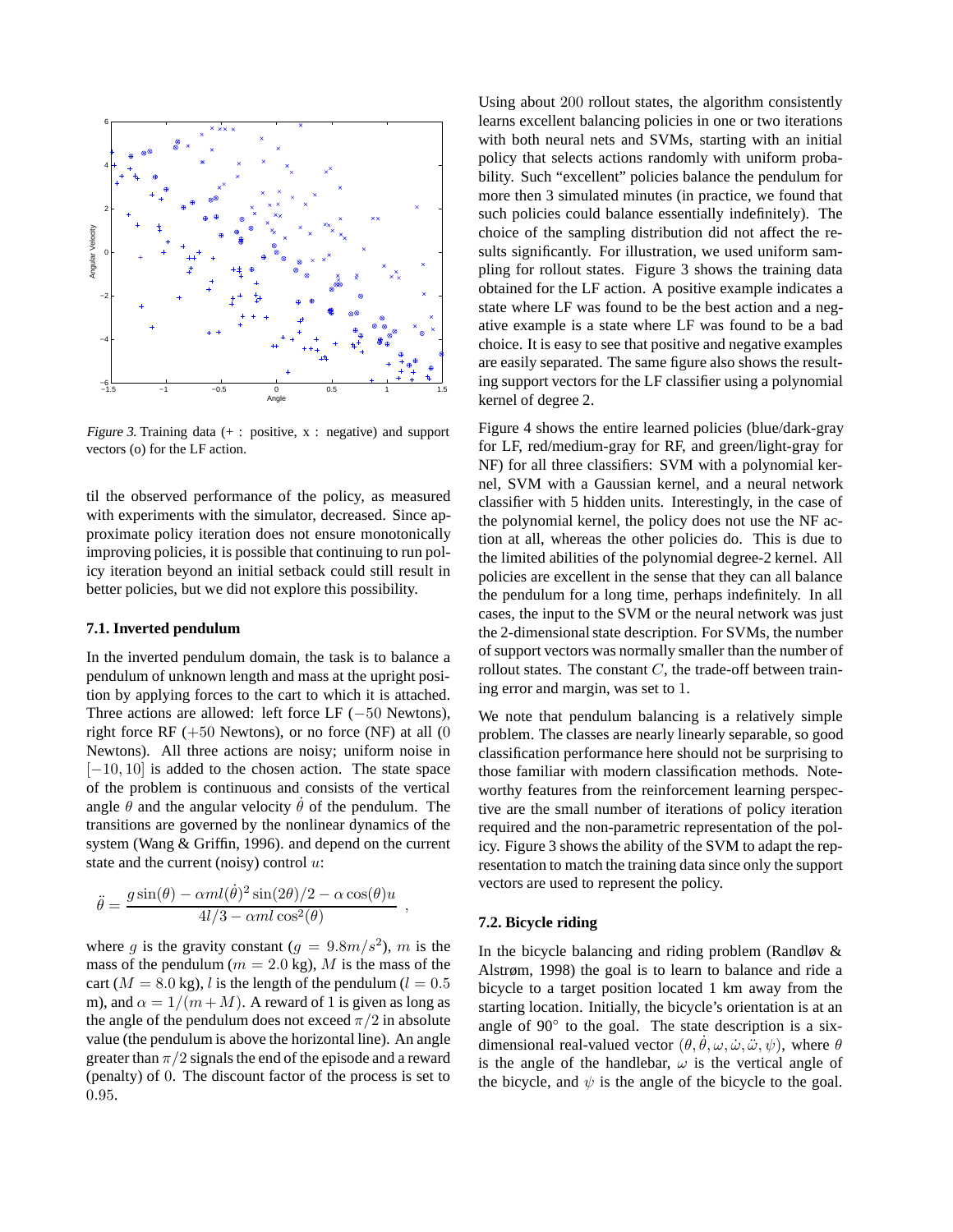*Figure 3.* Training data (+ : positive, x : negative) and support vectors (o) for the LF action.

til the observed performance of the policy, as measured with experiments with the simulator, decreased. Since approximate policy iteration does not ensure monotonically improving policies, it is possible that continuing to run policy iteration beyond an initial setback could still result in better policies, but we did not explore this possibility.

### 7.1. Inverted pendulum

In the inverted pendulum domain, the task is to balance a pendulum of unknown length and mass at the upright position by applying forces to the cart to which it is attached. Three actions are allowed: left force LF ($-50$ Newtons), right force RF ($+50$ Newtons), or no force (NF) at all ($0$ Newtons). All three actions are noisy; uniform noise in $[-10, 10]$ is added to the chosen action. The state space of the problem is continuous and consists of the vertical angle $\theta$ and the angular velocity $\dot{\theta}$ of the pendulum. The transitions are governed by the nonlinear dynamics of the system (Wang & Griffin, 1996). and depend on the current state and the current (noisy) control $u$:

$$\ddot{\theta} = \frac{g\sin(\theta) - \alpha m l (\dot{\theta})^2 \sin(2\theta)/2 - \alpha \cos(\theta) u}{4l/3 - \alpha m l \cos^2(\theta)} ,$$

where $g$ is the gravity constant ($g = 9.8m/s^2$), $m$ is the mass of the pendulum ($m = 2.0$ kg), $M$ is the mass of the cart ($M = 8.0$ kg), $l$ is the length of the pendulum ($l = 0.5$ m), and $\alpha = 1/(m + M)$. A reward of $1$ is given as long as the angle of the pendulum does not exceed $\pi/2$ in absolute value (the pendulum is above the horizontal line). An angle greater than $\pi/2$ signals the end of the episode and a reward (penalty) of $0$. The discount factor of the process is set to $0.95$.

Using about $200$ rollout states, the algorithm consistently learns excellent balancing policies in one or two iterations with both neural nets and SVMs, starting with an initial policy that selects actions randomly with uniform probability. Such "excellent" policies balance the pendulum for more then 3 simulated minutes (in practice, we found that such policies could balance essentially indefinitely). The choice of the sampling distribution did not affect the results significantly. For illustration, we used uniform sampling for rollout states. Figure 3 shows the training data obtained for the LF action. A positive example indicates a state where LF was found to be the best action and a negative example is a state where LF was found to be a bad choice. It is easy to see that positive and negative examples are easily separated. The same figure also shows the resulting support vectors for the LF classifier using a polynomial kernel of degree 2.

Figure 4 shows the entire learned policies (blue/dark-gray for LF, red/medium-gray for RF, and green/light-gray for NF) for all three classifiers: SVM with a polynomial kernel, SVM with a Gaussian kernel, and a neural network classifier with 5 hidden units. Interestingly, in the case of the polynomial kernel, the policy does not use the NF action at all, whereas the other policies do. This is due to the limited abilities of the polynomial degree-2 kernel. All policies are excellent in the sense that they can all balance the pendulum for a long time, perhaps indefinitely. In all cases, the input to the SVM or the neural network was just the 2-dimensional state description. For SVMs, the number of support vectors was normally smaller than the number of rollout states. The constant $C$, the trade-off between training error and margin, was set to $1$.

We note that pendulum balancing is a relatively simple problem. The classes are nearly linearly separable, so good classification performance here should not be surprising to those familiar with modern classification methods. Noteworthy features from the reinforcement learning perspective are the small number of iterations of policy iteration required and the non-parametric representation of the policy. Figure 3 shows the ability of the SVM to adapt the representation to match the training data since only the support vectors are used to represent the policy.

### 7.2. Bicycle riding

In the bicycle balancing and riding problem (Randløv & Alstrøm, 1998) the goal is to learn to balance and ride a bicycle to a target position located 1 km away from the starting location. Initially, the bicycle's orientation is at an angle of 90° to the goal. The state description is a six-dimensional real-valued vector $(\theta, \dot{\theta}, \omega, \dot{\omega}, \ddot{\omega}, \psi)$, where $\theta$ is the angle of the handlebar, $\omega$ is the vertical angle of the bicycle, and $\psi$ is the angle of the bicycle to the goal.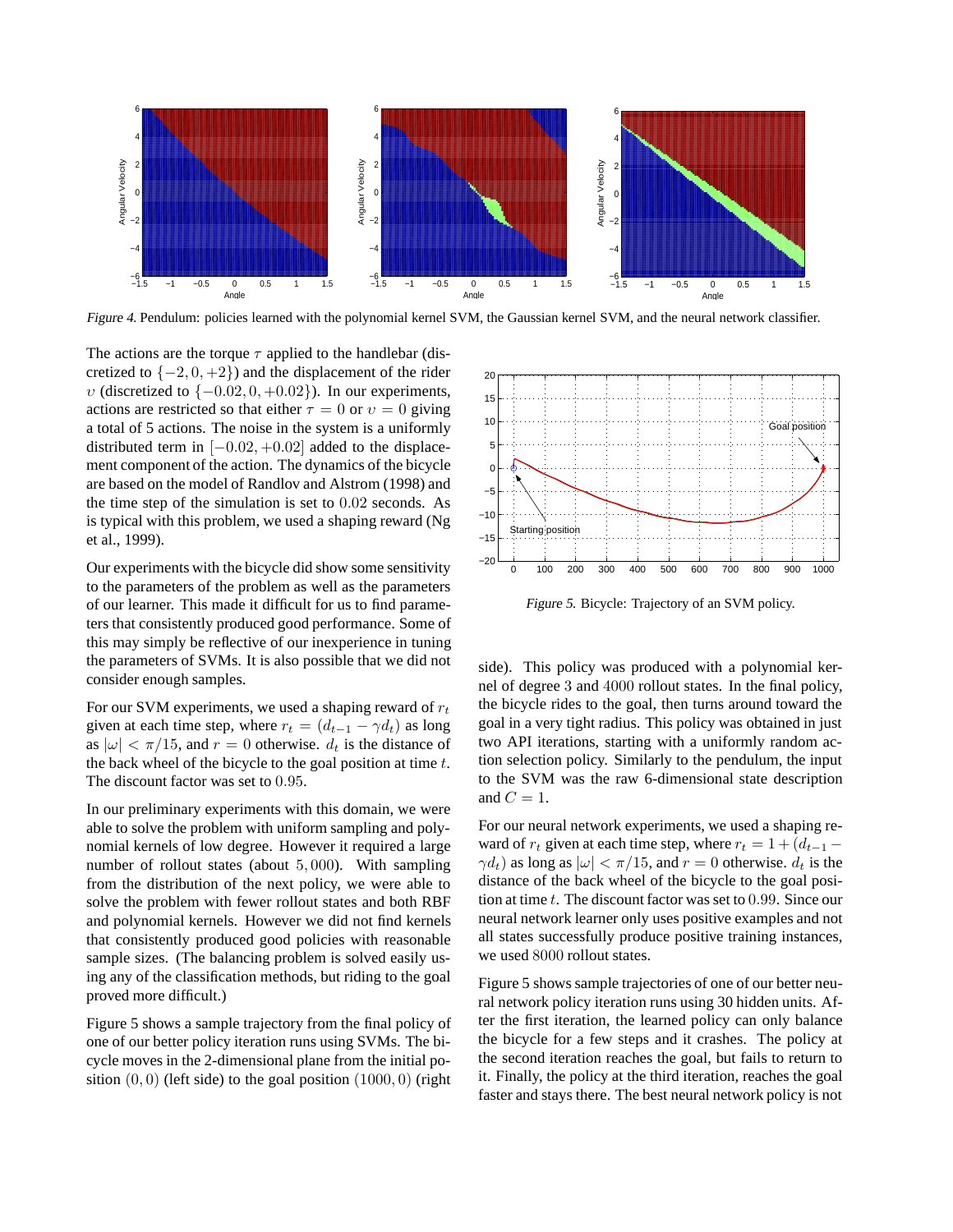*Figure 4.* Pendulum: policies learned with the polynomial kernel SVM, the Gaussian kernel SVM, and the neural network classifier.

The actions are the torque $\tau$ applied to the handlebar (discretized to $\{-2, 0, +2\}$) and the displacement of the rider $\upsilon$ (discretized to $\{-0.02, 0, +0.02\}$). In our experiments, actions are restricted so that either $\tau = 0$ or $\upsilon = 0$ giving a total of 5 actions. The noise in the system is a uniformly distributed term in $[-0.02, +0.02]$ added to the displacement component of the action. The dynamics of the bicycle are based on the model of Randlov and Alstrom (1998) and the time step of the simulation is set to $0.02$ seconds. As is typical with this problem, we used a shaping reward (Ng et al., 1999).

Our experiments with the bicycle did show some sensitivity to the parameters of the problem as well as the parameters of our learner. This made it difficult for us to find parameters that consistently produced good performance. Some of this may simply be reflective of our inexperience in tuning the parameters of SVMs. It is also possible that we did not consider enough samples.

For our SVM experiments, we used a shaping reward of $r_t$ given at each time step, where $r_t = (d_{t-1} - \gamma d_t)$ as long as $|\omega| < \pi/15$, and $r = 0$ otherwise. $d_t$ is the distance of the back wheel of the bicycle to the goal position at time $t$. The discount factor was set to $0.95$.

In our preliminary experiments with this domain, we were able to solve the problem with uniform sampling and polynomial kernels of low degree. However it required a large number of rollout states (about $5,000$). With sampling from the distribution of the next policy, we were able to solve the problem with fewer rollout states and both RBF and polynomial kernels. However we did not find kernels that consistently produced good policies with reasonable sample sizes. (The balancing problem is solved easily using any of the classification methods, but riding to the goal proved more difficult.)

Figure 5 shows a sample trajectory from the final policy of one of our better policy iteration runs using SVMs. The bicycle moves in the 2-dimensional plane from the initial position $(0, 0)$ (left side) to the goal position $(1000, 0)$ (right side). This policy was produced with a polynomial kernel of degree $3$ and $4000$ rollout states. In the final policy, the bicycle rides to the goal, then turns around toward the goal in a very tight radius. This policy was obtained in just two API iterations, starting with a uniformly random action selection policy. Similarly to the pendulum, the input to the SVM was the raw 6-dimensional state description and $C = 1$.

*Figure 5.* Bicycle: Trajectory of an SVM policy.

For our neural network experiments, we used a shaping reward of $r_t$ given at each time step, where $r_t = 1 + (d_{t-1} - \gamma d_t)$ as long as $|\omega| < \pi/15$, and $r = 0$ otherwise. $d_t$ is the distance of the back wheel of the bicycle to the goal position at time $t$. The discount factor was set to $0.99$. Since our neural network learner only uses positive examples and not all states successfully produce positive training instances, we used $8000$ rollout states.

Figure 5 shows sample trajectories of one of our better neural network policy iteration runs using 30 hidden units. After the first iteration, the learned policy can only balance the bicycle for a few steps and it crashes. The policy at the second iteration reaches the goal, but fails to return to it. Finally, the policy at the third iteration, reaches the goal faster and stays there. The best neural network policy is not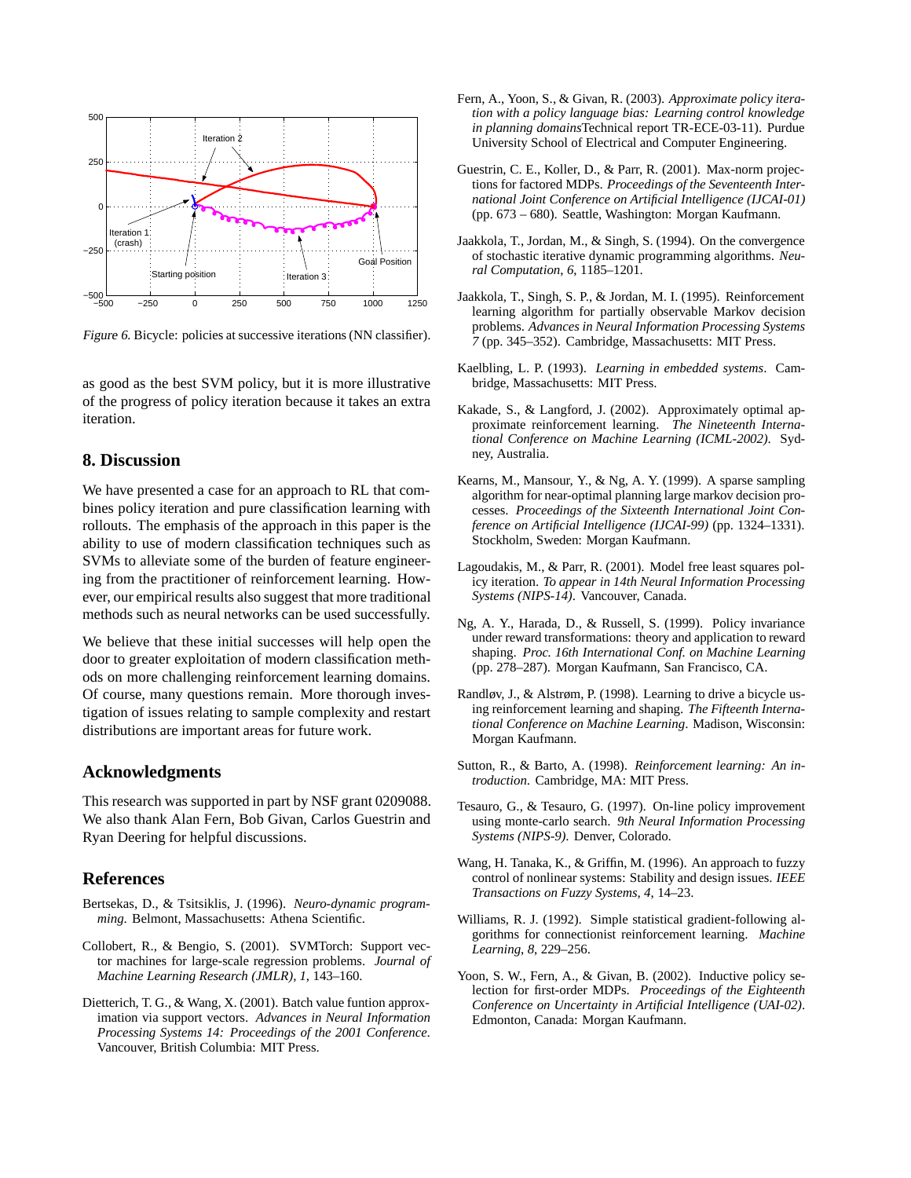500
250
0
−250
−500
−500 −250 0 250 500 750 1000 1250
Iteration 2
Iteration 1 (crash)
Starting position
Iteration 3
Goal Position

*Figure 6.* Bicycle: policies at successive iterations (NN classifier).

as good as the best SVM policy, but it is more illustrative of the progress of policy iteration because it takes an extra iteration.

## 8. Discussion

We have presented a case for an approach to RL that combines policy iteration and pure classification learning with rollouts. The emphasis of the approach in this paper is the ability to use of modern classification techniques such as SVMs to alleviate some of the burden of feature engineering from the practitioner of reinforcement learning. However, our empirical results also suggest that more traditional methods such as neural networks can be used successfully.

We believe that these initial successes will help open the door to greater exploitation of modern classification methods on more challenging reinforcement learning domains. Of course, many questions remain. More thorough investigation of issues relating to sample complexity and restart distributions are important areas for future work.

## Acknowledgments

This research was supported in part by NSF grant 0209088. We also thank Alan Fern, Bob Givan, Carlos Guestrin and Ryan Deering for helpful discussions.

## References

Bertsekas, D., & Tsitsiklis, J. (1996). *Neuro-dynamic programming*. Belmont, Massachusetts: Athena Scientific.

Collobert, R., & Bengio, S. (2001). SVMTorch: Support vector machines for large-scale regression problems. *Journal of Machine Learning Research (JMLR)*, *1*, 143–160.

Dietterich, T. G., & Wang, X. (2001). Batch value funtion approximation via support vectors. *Advances in Neural Information Processing Systems 14: Proceedings of the 2001 Conference*. Vancouver, British Columbia: MIT Press.

Fern, A., Yoon, S., & Givan, R. (2003). *Approximate policy iteration with a policy language bias: Learning control knowledge in planning domains*Technical report TR-ECE-03-11). Purdue University School of Electrical and Computer Engineering.

Guestrin, C. E., Koller, D., & Parr, R. (2001). Max-norm projections for factored MDPs. *Proceedings of the Seventeenth International Joint Conference on Artificial Intelligence (IJCAI-01)* (pp. 673 – 680). Seattle, Washington: Morgan Kaufmann.

Jaakkola, T., Jordan, M., & Singh, S. (1994). On the convergence of stochastic iterative dynamic programming algorithms. *Neural Computation*, *6*, 1185–1201.

Jaakkola, T., Singh, S. P., & Jordan, M. I. (1995). Reinforcement learning algorithm for partially observable Markov decision problems. *Advances in Neural Information Processing Systems 7* (pp. 345–352). Cambridge, Massachusetts: MIT Press.

Kaelbling, L. P. (1993). *Learning in embedded systems*. Cambridge, Massachusetts: MIT Press.

Kakade, S., & Langford, J. (2002). Approximately optimal approximate reinforcement learning. *The Nineteenth International Conference on Machine Learning (ICML-2002)*. Sydney, Australia.

Kearns, M., Mansour, Y., & Ng, A. Y. (1999). A sparse sampling algorithm for near-optimal planning large markov decision processes. *Proceedings of the Sixteenth International Joint Conference on Artificial Intelligence (IJCAI-99)* (pp. 1324–1331). Stockholm, Sweden: Morgan Kaufmann.

Lagoudakis, M., & Parr, R. (2001). Model free least squares policy iteration. *To appear in 14th Neural Information Processing Systems (NIPS-14)*. Vancouver, Canada.

Ng, A. Y., Harada, D., & Russell, S. (1999). Policy invariance under reward transformations: theory and application to reward shaping. *Proc. 16th International Conf. on Machine Learning* (pp. 278–287). Morgan Kaufmann, San Francisco, CA.

Randløv, J., & Alstrøm, P. (1998). Learning to drive a bicycle using reinforcement learning and shaping. *The Fifteenth International Conference on Machine Learning*. Madison, Wisconsin: Morgan Kaufmann.

Sutton, R., & Barto, A. (1998). *Reinforcement learning: An introduction*. Cambridge, MA: MIT Press.

Tesauro, G., & Tesauro, G. (1997). On-line policy improvement using monte-carlo search. *9th Neural Information Processing Systems (NIPS-9)*. Denver, Colorado.

Wang, H. Tanaka, K., & Griffin, M. (1996). An approach to fuzzy control of nonlinear systems: Stability and design issues. *IEEE Transactions on Fuzzy Systems*, *4*, 14–23.

Williams, R. J. (1992). Simple statistical gradient-following algorithms for connectionist reinforcement learning. *Machine Learning*, *8*, 229–256.

Yoon, S. W., Fern, A., & Givan, B. (2002). Inductive policy selection for first-order MDPs. *Proceedings of the Eighteenth Conference on Uncertainty in Artificial Intelligence (UAI-02)*. Edmonton, Canada: Morgan Kaufmann.